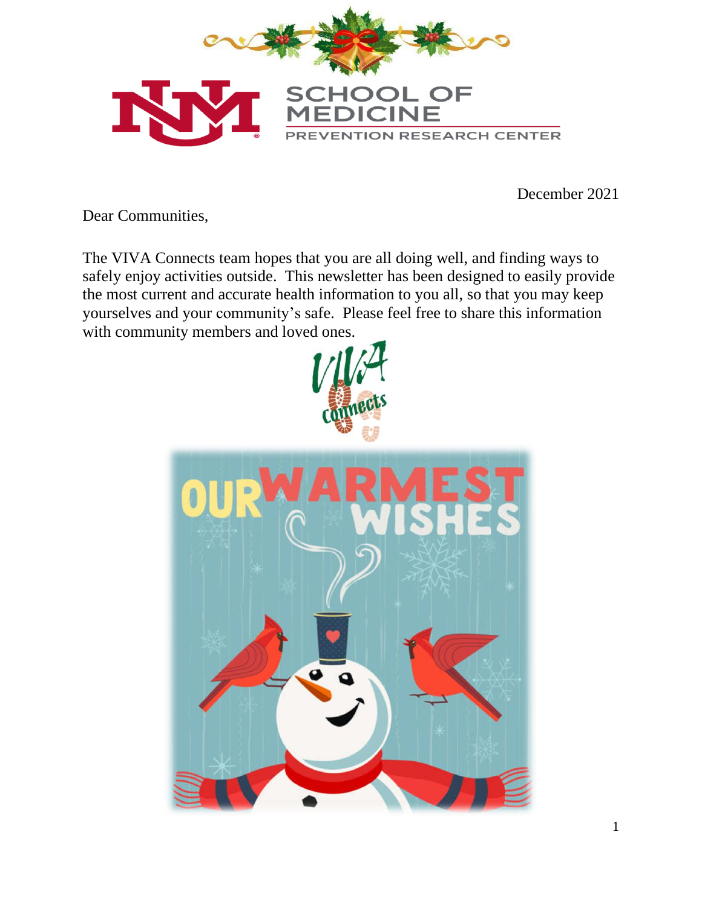SCHOOL OF MEDICINE

PREVENTION RESEARCH CENTER

December 2021

Dear Communities,

The VIVA Connects team hopes that you are all doing well, and finding ways to safely enjoy activities outside. This newsletter has been designed to easily provide the most current and accurate health information to you all, so that you may keep yourselves and your community's safe. Please feel free to share this information with community members and loved ones.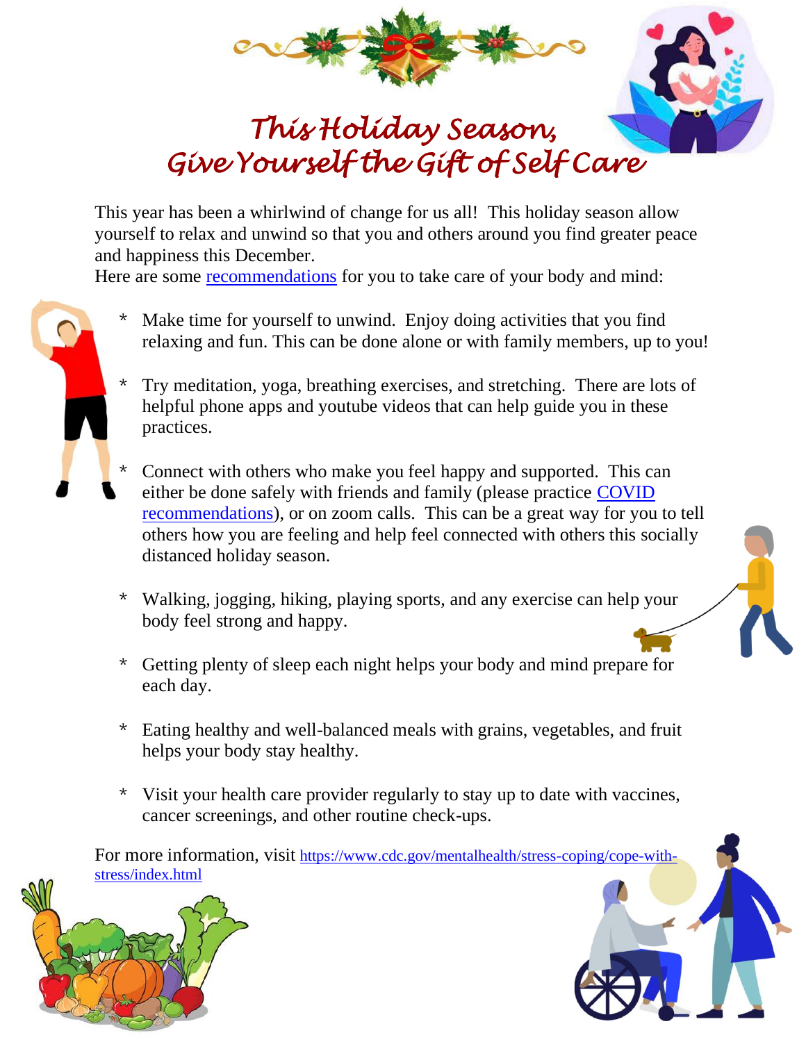# *This Holiday Season, Give Yourself the Gift of Self Care*

This year has been a whirlwind of change for us all! This holiday season allow yourself to relax and unwind so that you and others around you find greater peace and happiness this December.
Here are some [recommendations] for you to take care of your body and mind:

* Make time for yourself to unwind. Enjoy doing activities that you find relaxing and fun. This can be done alone or with family members, up to you!
* Try meditation, yoga, breathing exercises, and stretching. There are lots of helpful phone apps and youtube videos that can help guide you in these practices.
* Connect with others who make you feel happy and supported. This can either be done safely with friends and family (please practice [COVID recommendations]), or on zoom calls. This can be a great way for you to tell others how you are feeling and help feel connected with others this socially distanced holiday season.
* Walking, jogging, hiking, playing sports, and any exercise can help your body feel strong and happy.
* Getting plenty of sleep each night helps your body and mind prepare for each day.
* Eating healthy and well-balanced meals with grains, vegetables, and fruit helps your body stay healthy.
* Visit your health care provider regularly to stay up to date with vaccines, cancer screenings, and other routine check-ups.

For more information, visit https://www.cdc.gov/mentalhealth/stress-coping/cope-with-stress/index.html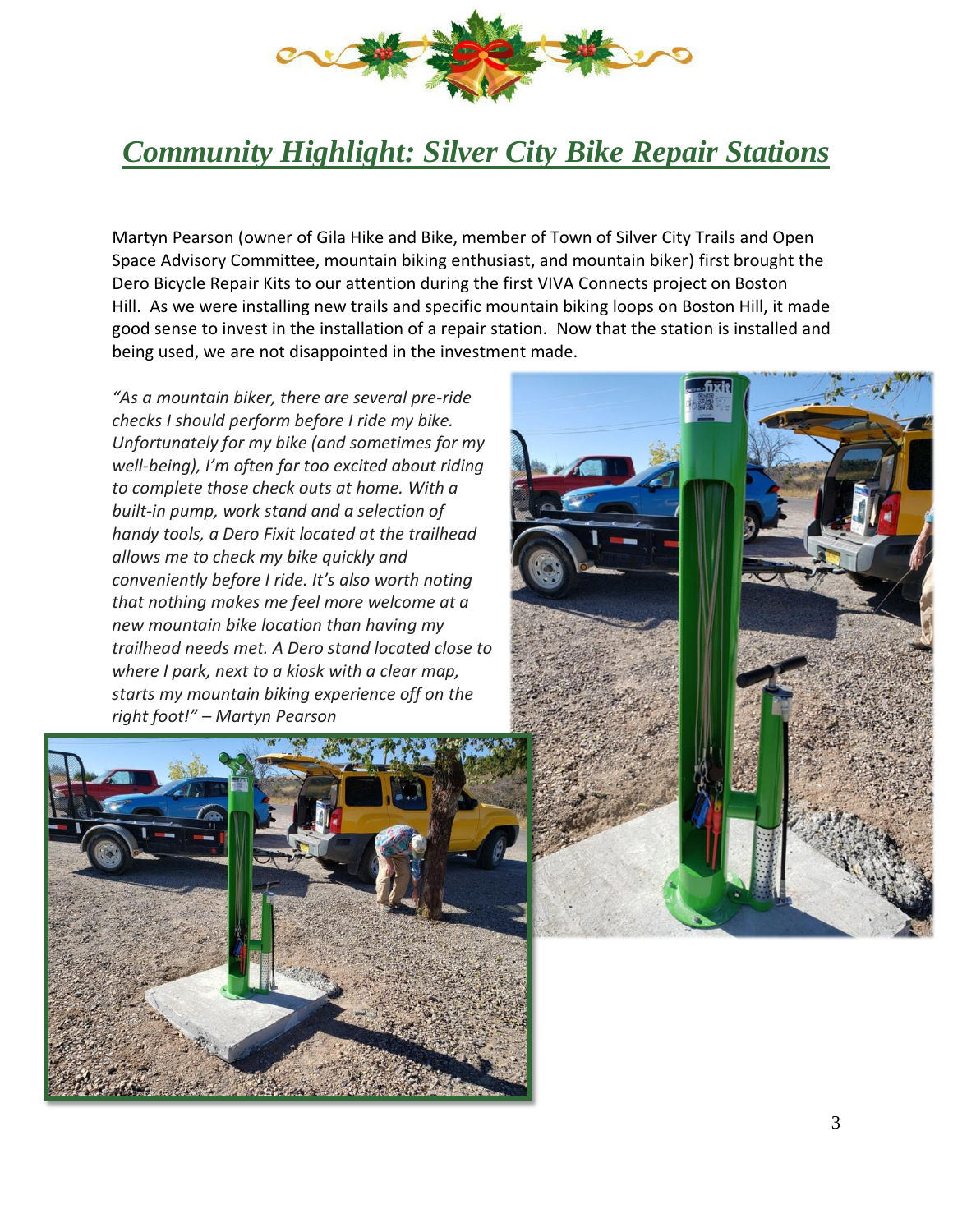# *Community Highlight: Silver City Bike Repair Stations*

Martyn Pearson (owner of Gila Hike and Bike, member of Town of Silver City Trails and Open Space Advisory Committee, mountain biking enthusiast, and mountain biker) first brought the Dero Bicycle Repair Kits to our attention during the first VIVA Connects project on Boston Hill. As we were installing new trails and specific mountain biking loops on Boston Hill, it made good sense to invest in the installation of a repair station. Now that the station is installed and being used, we are not disappointed in the investment made.

*"As a mountain biker, there are several pre-ride checks I should perform before I ride my bike. Unfortunately for my bike (and sometimes for my well-being), I'm often far too excited about riding to complete those check outs at home. With a built-in pump, work stand and a selection of handy tools, a Dero Fixit located at the trailhead allows me to check my bike quickly and conveniently before I ride. It's also worth noting that nothing makes me feel more welcome at a new mountain bike location than having my trailhead needs met. A Dero stand located close to where I park, next to a kiosk with a clear map, starts my mountain biking experience off on the right foot!" – Martyn Pearson*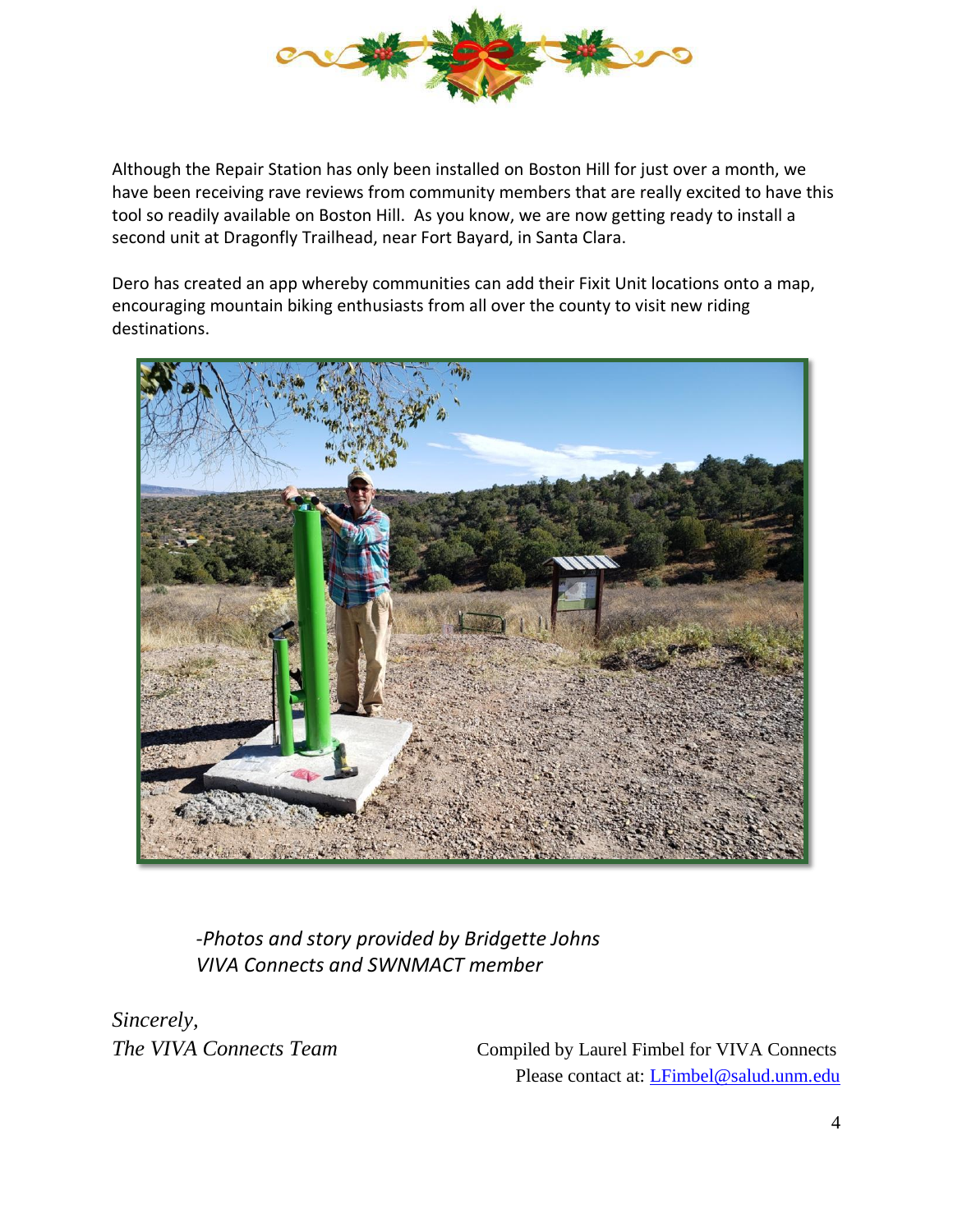Although the Repair Station has only been installed on Boston Hill for just over a month, we have been receiving rave reviews from community members that are really excited to have this tool so readily available on Boston Hill. As you know, we are now getting ready to install a second unit at Dragonfly Trailhead, near Fort Bayard, in Santa Clara.

Dero has created an app whereby communities can add their Fixit Unit locations onto a map, encouraging mountain biking enthusiasts from all over the county to visit new riding destinations.

*-Photos and story provided by Bridgette Johns*
*VIVA Connects and SWNMACT member*

*Sincerely,*
*The VIVA Connects Team*

Compiled by Laurel Fimbel for VIVA Connects
Please contact at: [LFimbel@salud.unm.edu](mailto:LFimbel@salud.unm.edu)